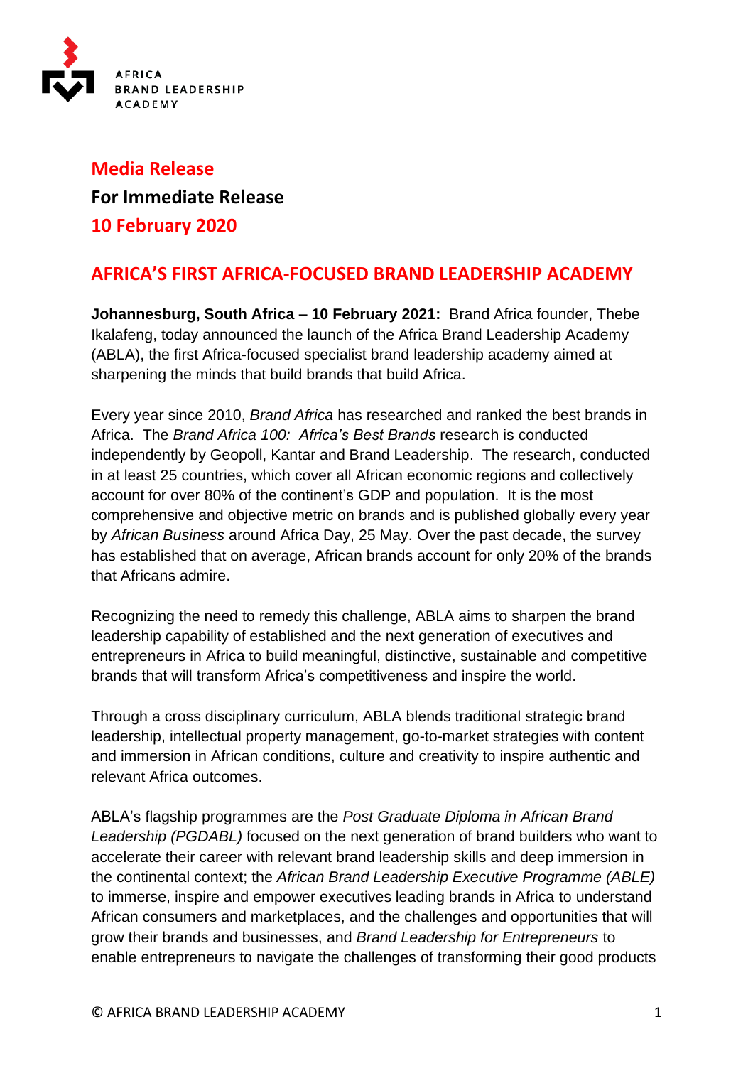AFRICA
BRAND LEADERSHIP
ACADEMY

**Media Release**

**For Immediate Release**

**10 February 2020**

## AFRICA'S FIRST AFRICA-FOCUSED BRAND LEADERSHIP ACADEMY

**Johannesburg, South Africa – 10 February 2021:** Brand Africa founder, Thebe Ikalafeng, today announced the launch of the Africa Brand Leadership Academy (ABLA), the first Africa-focused specialist brand leadership academy aimed at sharpening the minds that build brands that build Africa.

Every year since 2010, *Brand Africa* has researched and ranked the best brands in Africa. The *Brand Africa 100: Africa's Best Brands* research is conducted independently by Geopoll, Kantar and Brand Leadership. The research, conducted in at least 25 countries, which cover all African economic regions and collectively account for over 80% of the continent's GDP and population. It is the most comprehensive and objective metric on brands and is published globally every year by *African Business* around Africa Day, 25 May. Over the past decade, the survey has established that on average, African brands account for only 20% of the brands that Africans admire.

Recognizing the need to remedy this challenge, ABLA aims to sharpen the brand leadership capability of established and the next generation of executives and entrepreneurs in Africa to build meaningful, distinctive, sustainable and competitive brands that will transform Africa's competitiveness and inspire the world.

Through a cross disciplinary curriculum, ABLA blends traditional strategic brand leadership, intellectual property management, go-to-market strategies with content and immersion in African conditions, culture and creativity to inspire authentic and relevant Africa outcomes.

ABLA's flagship programmes are the *Post Graduate Diploma in African Brand Leadership (PGDABL)* focused on the next generation of brand builders who want to accelerate their career with relevant brand leadership skills and deep immersion in the continental context; the *African Brand Leadership Executive Programme (ABLE)* to immerse, inspire and empower executives leading brands in Africa to understand African consumers and marketplaces, and the challenges and opportunities that will grow their brands and businesses, and *Brand Leadership for Entrepreneurs* to enable entrepreneurs to navigate the challenges of transforming their good products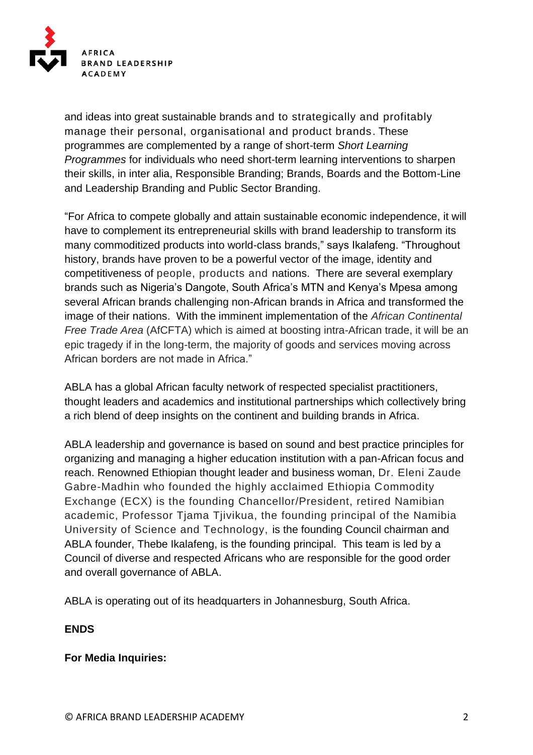and ideas into great sustainable brands and to strategically and profitably manage their personal, organisational and product brands. These programmes are complemented by a range of short-term *Short Learning Programmes* for individuals who need short-term learning interventions to sharpen their skills, in inter alia, Responsible Branding; Brands, Boards and the Bottom-Line and Leadership Branding and Public Sector Branding.

"For Africa to compete globally and attain sustainable economic independence, it will have to complement its entrepreneurial skills with brand leadership to transform its many commoditized products into world-class brands," says Ikalafeng. "Throughout history, brands have proven to be a powerful vector of the image, identity and competitiveness of people, products and nations. There are several exemplary brands such as Nigeria's Dangote, South Africa's MTN and Kenya's Mpesa among several African brands challenging non-African brands in Africa and transformed the image of their nations. With the imminent implementation of the *African Continental Free Trade Area* (AfCFTA) which is aimed at boosting intra-African trade, it will be an epic tragedy if in the long-term, the majority of goods and services moving across African borders are not made in Africa."

ABLA has a global African faculty network of respected specialist practitioners, thought leaders and academics and institutional partnerships which collectively bring a rich blend of deep insights on the continent and building brands in Africa.

ABLA leadership and governance is based on sound and best practice principles for organizing and managing a higher education institution with a pan-African focus and reach. Renowned Ethiopian thought leader and business woman, Dr. Eleni Zaude Gabre-Madhin who founded the highly acclaimed Ethiopia Commodity Exchange (ECX) is the founding Chancellor/President, retired Namibian academic, Professor Tjama Tjivikua, the founding principal of the Namibia University of Science and Technology, is the founding Council chairman and ABLA founder, Thebe Ikalafeng, is the founding principal. This team is led by a Council of diverse and respected Africans who are responsible for the good order and overall governance of ABLA.

ABLA is operating out of its headquarters in Johannesburg, South Africa.

**ENDS**

**For Media Inquiries:**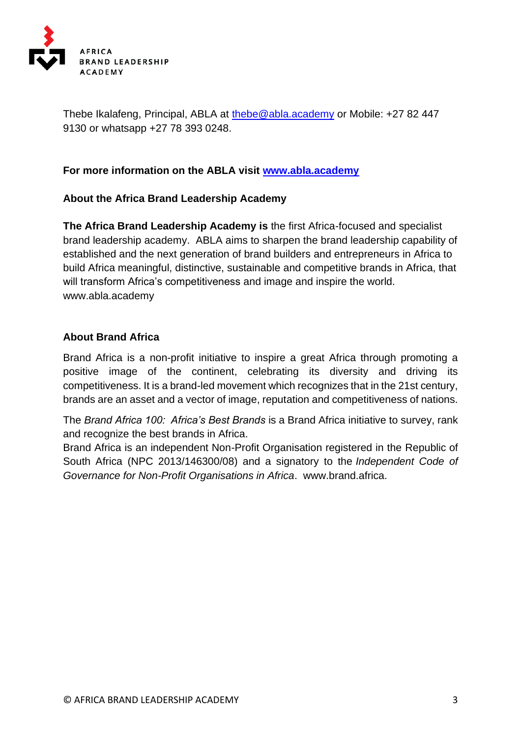Thebe Ikalafeng, Principal, ABLA at thebe@abla.academy or Mobile: +27 82 447 9130 or whatsapp +27 78 393 0248.

**For more information on the ABLA visit www.abla.academy**

**About the Africa Brand Leadership Academy**

**The Africa Brand Leadership Academy is** the first Africa-focused and specialist brand leadership academy. ABLA aims to sharpen the brand leadership capability of established and the next generation of brand builders and entrepreneurs in Africa to build Africa meaningful, distinctive, sustainable and competitive brands in Africa, that will transform Africa's competitiveness and image and inspire the world. www.abla.academy

**About Brand Africa**

Brand Africa is a non-profit initiative to inspire a great Africa through promoting a positive image of the continent, celebrating its diversity and driving its competitiveness. It is a brand-led movement which recognizes that in the 21st century, brands are an asset and a vector of image, reputation and competitiveness of nations.

The *Brand Africa 100: Africa's Best Brands* is a Brand Africa initiative to survey, rank and recognize the best brands in Africa.
Brand Africa is an independent Non-Profit Organisation registered in the Republic of South Africa (NPC 2013/146300/08) and a signatory to the *Independent Code of Governance for Non-Profit Organisations in Africa*. www.brand.africa.